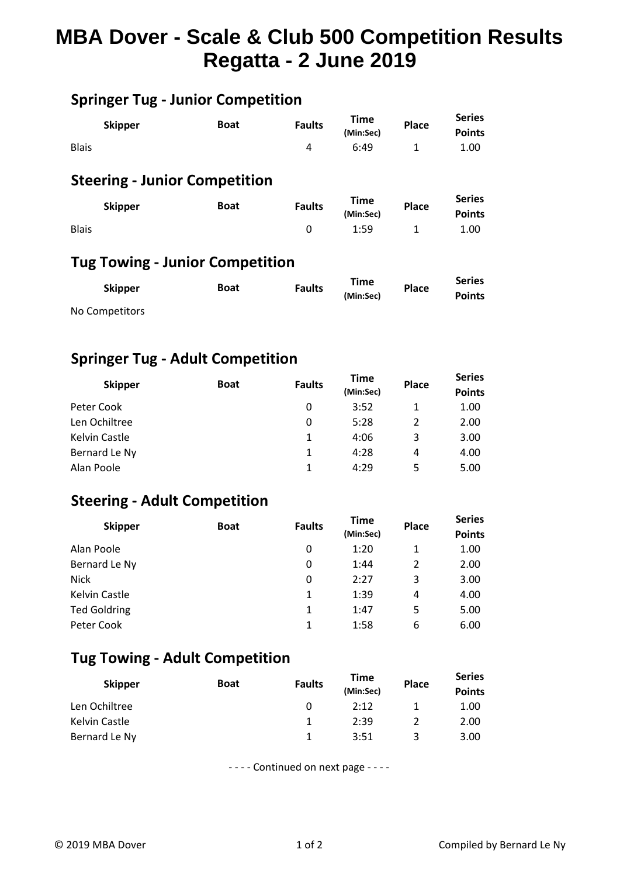# MBA Dover - Scale & Club 500 Competition Results
# Regatta - 2 June 2019

## Springer Tug - Junior Competition

| Skipper | Boat | Faults | Time (Min:Sec) | Place | Series Points |
|---|---|---|---|---|---|
| Blais | | 4 | 6:49 | 1 | 1.00 |

## Steering - Junior Competition

| Skipper | Boat | Faults | Time (Min:Sec) | Place | Series Points |
|---|---|---|---|---|---|
| Blais | | 0 | 1:59 | 1 | 1.00 |

## Tug Towing - Junior Competition

| Skipper | Boat | Faults | Time (Min:Sec) | Place | Series Points |
|---|---|---|---|---|---|
| No Competitors | | | | | |

## Springer Tug - Adult Competition

| Skipper | Boat | Faults | Time (Min:Sec) | Place | Series Points |
|---|---|---|---|---|---|
| Peter Cook | | 0 | 3:52 | 1 | 1.00 |
| Len Ochiltree | | 0 | 5:28 | 2 | 2.00 |
| Kelvin Castle | | 1 | 4:06 | 3 | 3.00 |
| Bernard Le Ny | | 1 | 4:28 | 4 | 4.00 |
| Alan Poole | | 1 | 4:29 | 5 | 5.00 |

## Steering - Adult Competition

| Skipper | Boat | Faults | Time (Min:Sec) | Place | Series Points |
|---|---|---|---|---|---|
| Alan Poole | | 0 | 1:20 | 1 | 1.00 |
| Bernard Le Ny | | 0 | 1:44 | 2 | 2.00 |
| Nick | | 0 | 2:27 | 3 | 3.00 |
| Kelvin Castle | | 1 | 1:39 | 4 | 4.00 |
| Ted Goldring | | 1 | 1:47 | 5 | 5.00 |
| Peter Cook | | 1 | 1:58 | 6 | 6.00 |

## Tug Towing - Adult Competition

| Skipper | Boat | Faults | Time (Min:Sec) | Place | Series Points |
|---|---|---|---|---|---|
| Len Ochiltree | | 0 | 2:12 | 1 | 1.00 |
| Kelvin Castle | | 1 | 2:39 | 2 | 2.00 |
| Bernard Le Ny | | 1 | 3:51 | 3 | 3.00 |

- - - - Continued on next page - - - -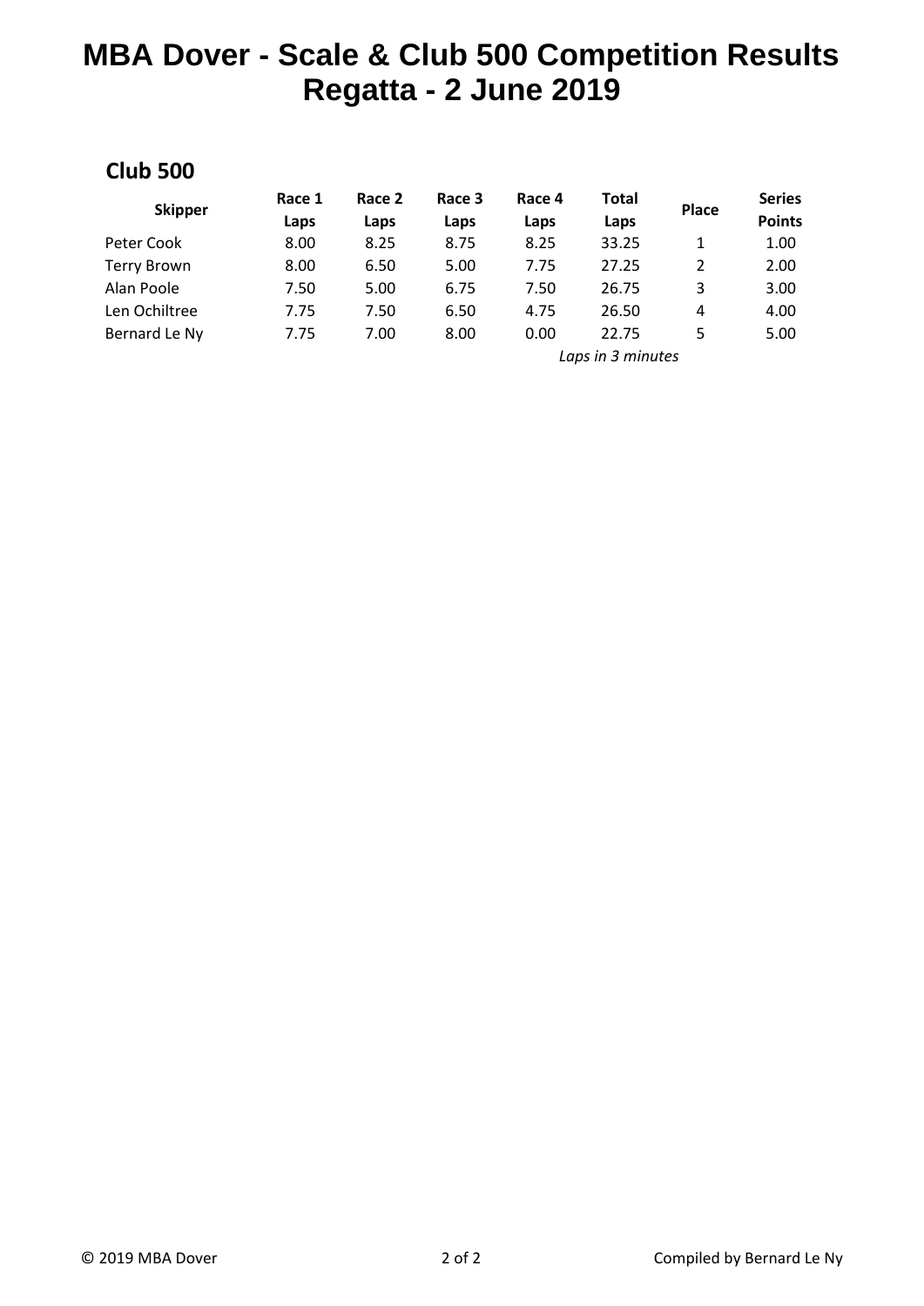# MBA Dover - Scale & Club 500 Competition Results
# Regatta - 2 June 2019

## Club 500

| Skipper | Race 1 Laps | Race 2 Laps | Race 3 Laps | Race 4 Laps | Total Laps | Place | Series Points |
|---|---|---|---|---|---|---|---|
| Peter Cook | 8.00 | 8.25 | 8.75 | 8.25 | 33.25 | 1 | 1.00 |
| Terry Brown | 8.00 | 6.50 | 5.00 | 7.75 | 27.25 | 2 | 2.00 |
| Alan Poole | 7.50 | 5.00 | 6.75 | 7.50 | 26.75 | 3 | 3.00 |
| Len Ochiltree | 7.75 | 7.50 | 6.50 | 4.75 | 26.50 | 4 | 4.00 |
| Bernard Le Ny | 7.75 | 7.00 | 8.00 | 0.00 | 22.75 | 5 | 5.00 |

*Laps in 3 minutes*

© 2019 MBA Dover

Compiled by Bernard Le Ny